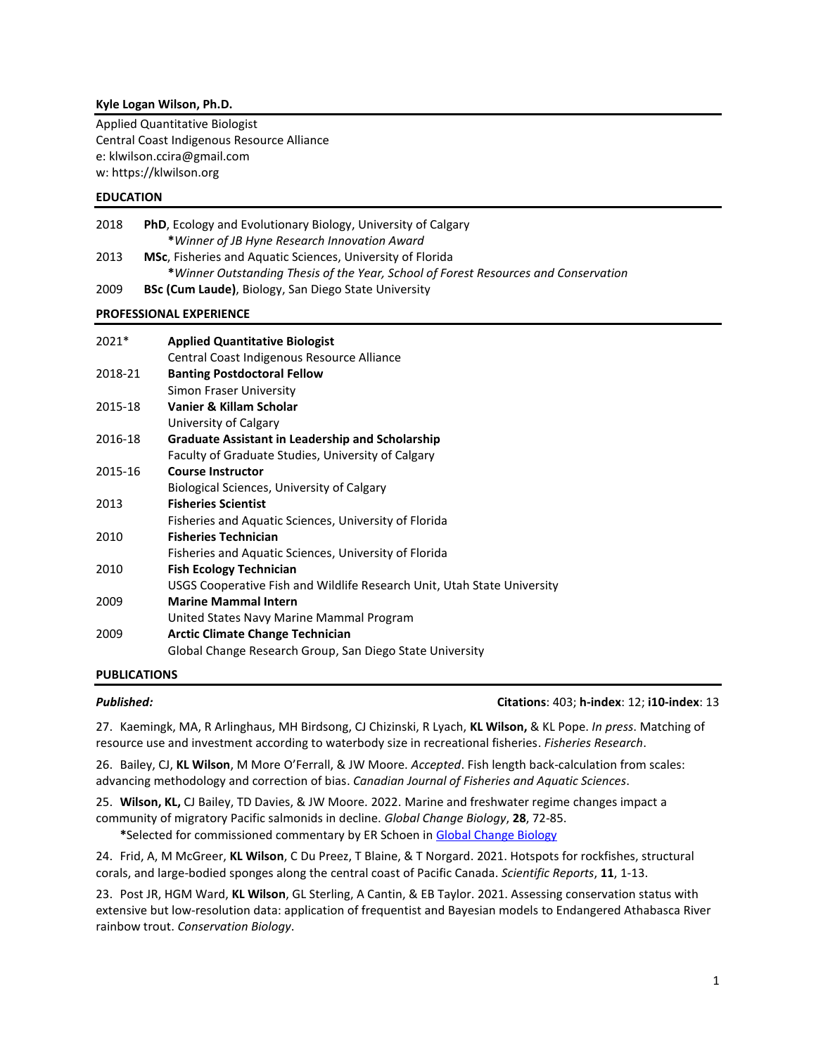**Kyle Logan Wilson, Ph.D.**

Applied Quantitative Biologist
Central Coast Indigenous Resource Alliance
e: klwilson.ccira@gmail.com
w: https://klwilson.org

## EDUCATION

2018 **PhD**, Ecology and Evolutionary Biology, University of Calgary
*Winner of JB Hyne Research Innovation Award*

2013 **MSc**, Fisheries and Aquatic Sciences, University of Florida
*Winner Outstanding Thesis of the Year, School of Forest Resources and Conservation*

2009 **BSc (Cum Laude)**, Biology, San Diego State University

## PROFESSIONAL EXPERIENCE

2021* **Applied Quantitative Biologist**
Central Coast Indigenous Resource Alliance

2018-21 **Banting Postdoctoral Fellow**
Simon Fraser University

2015-18 **Vanier & Killam Scholar**
University of Calgary

2016-18 **Graduate Assistant in Leadership and Scholarship**
Faculty of Graduate Studies, University of Calgary

2015-16 **Course Instructor**
Biological Sciences, University of Calgary

2013 **Fisheries Scientist**
Fisheries and Aquatic Sciences, University of Florida

2010 **Fisheries Technician**
Fisheries and Aquatic Sciences, University of Florida

2010 **Fish Ecology Technician**
USGS Cooperative Fish and Wildlife Research Unit, Utah State University

2009 **Marine Mammal Intern**
United States Navy Marine Mammal Program

2009 **Arctic Climate Change Technician**
Global Change Research Group, San Diego State University

## PUBLICATIONS

***Published:*** **Citations**: 403; **h-index**: 12; **i10-index**: 13

27. Kaemingk, MA, R Arlinghaus, MH Birdsong, CJ Chizinski, R Lyach, **KL Wilson,** & KL Pope. *In press*. Matching of resource use and investment according to waterbody size in recreational fisheries. *Fisheries Research*.

26. Bailey, CJ, **KL Wilson**, M More O'Ferrall, & JW Moore. *Accepted*. Fish length back-calculation from scales: advancing methodology and correction of bias. *Canadian Journal of Fisheries and Aquatic Sciences*.

25. **Wilson, KL,** CJ Bailey, TD Davies, & JW Moore. 2022. Marine and freshwater regime changes impact a community of migratory Pacific salmonids in decline. *Global Change Biology*, **28**, 72-85.
*Selected for commissioned commentary by ER Schoen in Global Change Biology

24. Frid, A, M McGreer, **KL Wilson**, C Du Preez, T Blaine, & T Norgard. 2021. Hotspots for rockfishes, structural corals, and large-bodied sponges along the central coast of Pacific Canada. *Scientific Reports*, **11**, 1-13.

23. Post JR, HGM Ward, **KL Wilson**, GL Sterling, A Cantin, & EB Taylor. 2021. Assessing conservation status with extensive but low-resolution data: application of frequentist and Bayesian models to Endangered Athabasca River rainbow trout. *Conservation Biology*.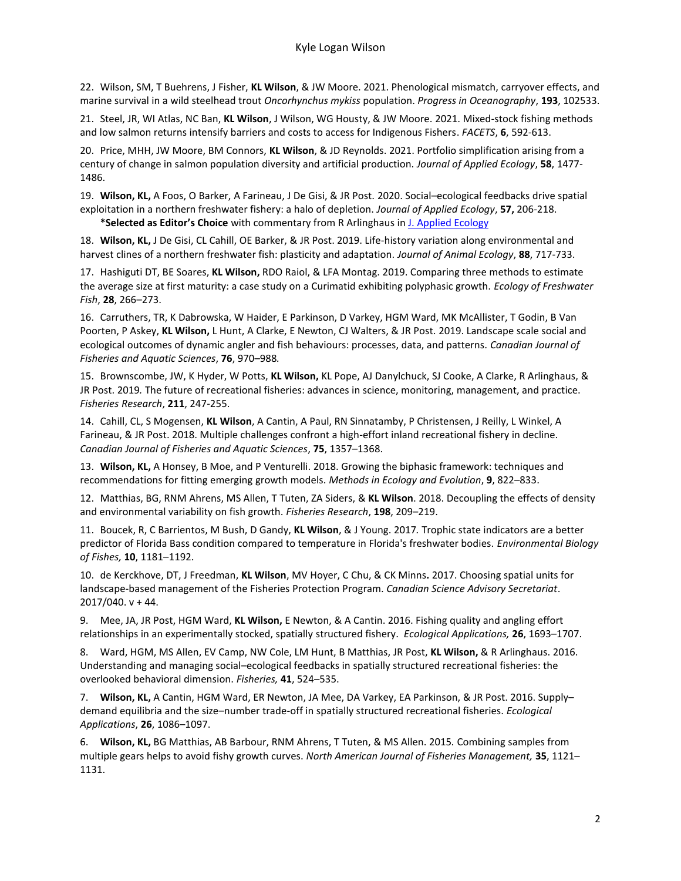22. Wilson, SM, T Buehrens, J Fisher, **KL Wilson**, & JW Moore. 2021. Phenological mismatch, carryover effects, and marine survival in a wild steelhead trout *Oncorhynchus mykiss* population. *Progress in Oceanography*, **193**, 102533.

21. Steel, JR, WI Atlas, NC Ban, **KL Wilson**, J Wilson, WG Housty, & JW Moore. 2021. Mixed-stock fishing methods and low salmon returns intensify barriers and costs to access for Indigenous Fishers. *FACETS*, **6**, 592-613.

20. Price, MHH, JW Moore, BM Connors, **KL Wilson**, & JD Reynolds. 2021. Portfolio simplification arising from a century of change in salmon population diversity and artificial production. *Journal of Applied Ecology*, **58**, 1477-1486.

19. **Wilson, KL,** A Foos, O Barker, A Farineau, J De Gisi, & JR Post. 2020. Social–ecological feedbacks drive spatial exploitation in a northern freshwater fishery: a halo of depletion. *Journal of Applied Ecology*, **57,** 206-218.
**\*Selected as Editor's Choice** with commentary from R Arlinghaus in J. Applied Ecology

18. **Wilson, KL,** J De Gisi, CL Cahill, OE Barker, & JR Post. 2019. Life-history variation along environmental and harvest clines of a northern freshwater fish: plasticity and adaptation. *Journal of Animal Ecology*, **88**, 717-733.

17. Hashiguti DT, BE Soares, **KL Wilson,** RDO Raiol, & LFA Montag. 2019. Comparing three methods to estimate the average size at first maturity: a case study on a Curimatid exhibiting polyphasic growth. *Ecology of Freshwater Fish*, **28**, 266–273.

16. Carruthers, TR, K Dabrowska, W Haider, E Parkinson, D Varkey, HGM Ward, MK McAllister, T Godin, B Van Poorten, P Askey, **KL Wilson,** L Hunt, A Clarke, E Newton, CJ Walters, & JR Post. 2019. Landscape scale social and ecological outcomes of dynamic angler and fish behaviours: processes, data, and patterns. *Canadian Journal of Fisheries and Aquatic Sciences*, **76**, 970–988.

15. Brownscombe, JW, K Hyder, W Potts, **KL Wilson,** KL Pope, AJ Danylchuck, SJ Cooke, A Clarke, R Arlinghaus, & JR Post. 2019. The future of recreational fisheries: advances in science, monitoring, management, and practice. *Fisheries Research*, **211**, 247-255.

14. Cahill, CL, S Mogensen, **KL Wilson**, A Cantin, A Paul, RN Sinnatamby, P Christensen, J Reilly, L Winkel, A Farineau, & JR Post. 2018. Multiple challenges confront a high-effort inland recreational fishery in decline. *Canadian Journal of Fisheries and Aquatic Sciences*, **75**, 1357–1368.

13. **Wilson, KL,** A Honsey, B Moe, and P Venturelli. 2018. Growing the biphasic framework: techniques and recommendations for fitting emerging growth models. *Methods in Ecology and Evolution*, **9**, 822–833.

12. Matthias, BG, RNM Ahrens, MS Allen, T Tuten, ZA Siders, & **KL Wilson**. 2018. Decoupling the effects of density and environmental variability on fish growth. *Fisheries Research*, **198**, 209–219.

11. Boucek, R, C Barrientos, M Bush, D Gandy, **KL Wilson**, & J Young. 2017. Trophic state indicators are a better predictor of Florida Bass condition compared to temperature in Florida's freshwater bodies. *Environmental Biology of Fishes,* **10**, 1181–1192.

10. de Kerckhove, DT, J Freedman, **KL Wilson**, MV Hoyer, C Chu, & CK Minns**.** 2017. Choosing spatial units for landscape-based management of the Fisheries Protection Program. *Canadian Science Advisory Secretariat*. 2017/040. v + 44.

9. Mee, JA, JR Post, HGM Ward, **KL Wilson,** E Newton, & A Cantin. 2016. Fishing quality and angling effort relationships in an experimentally stocked, spatially structured fishery. *Ecological Applications,* **26**, 1693–1707.

8. Ward, HGM, MS Allen, EV Camp, NW Cole, LM Hunt, B Matthias, JR Post, **KL Wilson,** & R Arlinghaus. 2016. Understanding and managing social–ecological feedbacks in spatially structured recreational fisheries: the overlooked behavioral dimension. *Fisheries,* **41**, 524–535.

7. **Wilson, KL,** A Cantin, HGM Ward, ER Newton, JA Mee, DA Varkey, EA Parkinson, & JR Post. 2016. Supply–demand equilibria and the size–number trade-off in spatially structured recreational fisheries. *Ecological Applications*, **26**, 1086–1097.

6. **Wilson, KL,** BG Matthias, AB Barbour, RNM Ahrens, T Tuten, & MS Allen. 2015. Combining samples from multiple gears helps to avoid fishy growth curves. *North American Journal of Fisheries Management,* **35**, 1121–1131.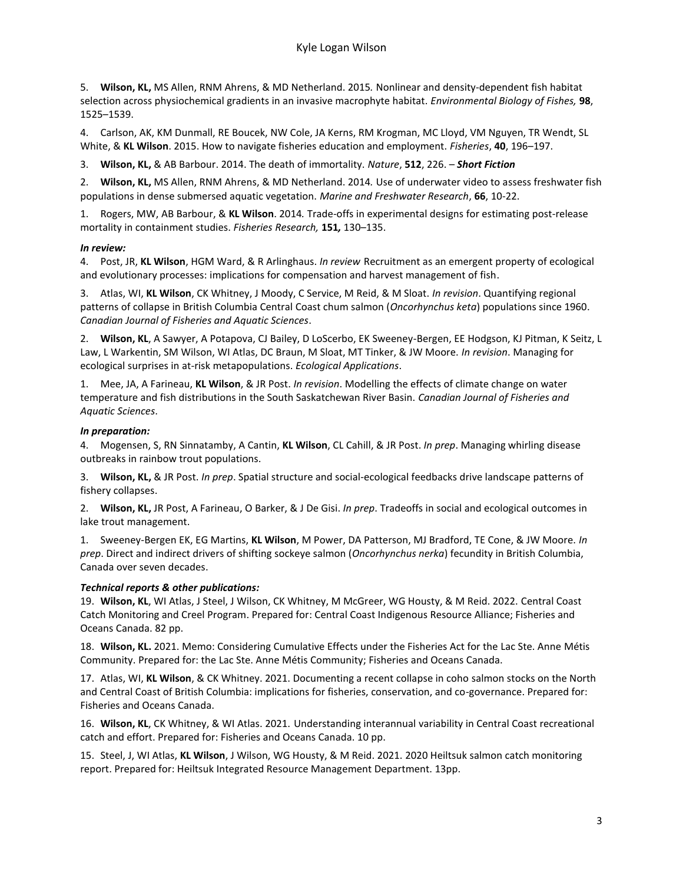5. **Wilson, KL,** MS Allen, RNM Ahrens, & MD Netherland. 2015. Nonlinear and density-dependent fish habitat selection across physiochemical gradients in an invasive macrophyte habitat. *Environmental Biology of Fishes,* **98**, 1525–1539.

4. Carlson, AK, KM Dunmall, RE Boucek, NW Cole, JA Kerns, RM Krogman, MC Lloyd, VM Nguyen, TR Wendt, SL White, & **KL Wilson**. 2015. How to navigate fisheries education and employment. *Fisheries*, **40**, 196–197.

3. **Wilson, KL,** & AB Barbour. 2014. The death of immortality. *Nature*, **512**, 226. – ***Short Fiction***

2. **Wilson, KL,** MS Allen, RNM Ahrens, & MD Netherland. 2014. Use of underwater video to assess freshwater fish populations in dense submersed aquatic vegetation. *Marine and Freshwater Research*, **66**, 10-22.

1. Rogers, MW, AB Barbour, & **KL Wilson**. 2014. Trade-offs in experimental designs for estimating post-release mortality in containment studies. *Fisheries Research,* **151,** 130–135.

***In review:***

4. Post, JR, **KL Wilson**, HGM Ward, & R Arlinghaus. *In review* Recruitment as an emergent property of ecological and evolutionary processes: implications for compensation and harvest management of fish.

3. Atlas, WI, **KL Wilson**, CK Whitney, J Moody, C Service, M Reid, & M Sloat. *In revision*. Quantifying regional patterns of collapse in British Columbia Central Coast chum salmon (*Oncorhynchus keta*) populations since 1960. *Canadian Journal of Fisheries and Aquatic Sciences*.

2. **Wilson, KL**, A Sawyer, A Potapova, CJ Bailey, D LoScerbo, EK Sweeney-Bergen, EE Hodgson, KJ Pitman, K Seitz, L Law, L Warkentin, SM Wilson, WI Atlas, DC Braun, M Sloat, MT Tinker, & JW Moore. *In revision*. Managing for ecological surprises in at-risk metapopulations. *Ecological Applications*.

1. Mee, JA, A Farineau, **KL Wilson**, & JR Post. *In revision*. Modelling the effects of climate change on water temperature and fish distributions in the South Saskatchewan River Basin. *Canadian Journal of Fisheries and Aquatic Sciences*.

***In preparation:***

4. Mogensen, S, RN Sinnatamby, A Cantin, **KL Wilson**, CL Cahill, & JR Post. *In prep*. Managing whirling disease outbreaks in rainbow trout populations.

3. **Wilson, KL,** & JR Post. *In prep*. Spatial structure and social-ecological feedbacks drive landscape patterns of fishery collapses.

2. **Wilson, KL,** JR Post, A Farineau, O Barker, & J De Gisi. *In prep*. Tradeoffs in social and ecological outcomes in lake trout management.

1. Sweeney-Bergen EK, EG Martins, **KL Wilson**, M Power, DA Patterson, MJ Bradford, TE Cone, & JW Moore. *In prep*. Direct and indirect drivers of shifting sockeye salmon (*Oncorhynchus nerka*) fecundity in British Columbia, Canada over seven decades.

***Technical reports & other publications:***

19. **Wilson, KL**, WI Atlas, J Steel, J Wilson, CK Whitney, M McGreer, WG Housty, & M Reid. 2022. Central Coast Catch Monitoring and Creel Program. Prepared for: Central Coast Indigenous Resource Alliance; Fisheries and Oceans Canada. 82 pp.

18. **Wilson, KL.** 2021. Memo: Considering Cumulative Effects under the Fisheries Act for the Lac Ste. Anne Métis Community. Prepared for: the Lac Ste. Anne Métis Community; Fisheries and Oceans Canada.

17. Atlas, WI, **KL Wilson**, & CK Whitney. 2021. Documenting a recent collapse in coho salmon stocks on the North and Central Coast of British Columbia: implications for fisheries, conservation, and co-governance. Prepared for: Fisheries and Oceans Canada.

16. **Wilson, KL**, CK Whitney, & WI Atlas. 2021. Understanding interannual variability in Central Coast recreational catch and effort. Prepared for: Fisheries and Oceans Canada. 10 pp.

15. Steel, J, WI Atlas, **KL Wilson**, J Wilson, WG Housty, & M Reid. 2021. 2020 Heiltsuk salmon catch monitoring report. Prepared for: Heiltsuk Integrated Resource Management Department. 13pp.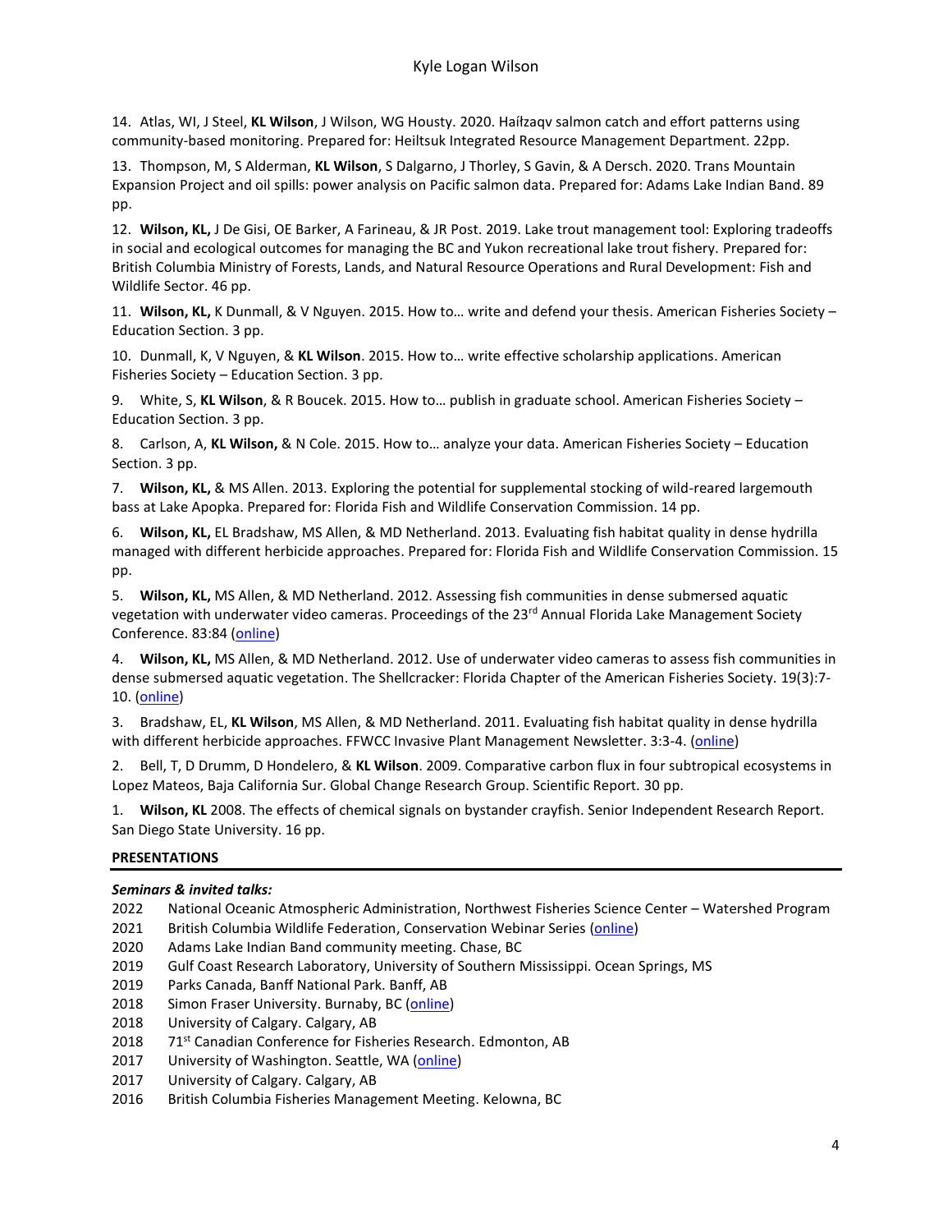14. Atlas, WI, J Steel, **KL Wilson**, J Wilson, WG Housty. 2020. Haíłzaqv salmon catch and effort patterns using community-based monitoring. Prepared for: Heiltsuk Integrated Resource Management Department. 22pp.

13. Thompson, M, S Alderman, **KL Wilson**, S Dalgarno, J Thorley, S Gavin, & A Dersch. 2020. Trans Mountain Expansion Project and oil spills: power analysis on Pacific salmon data. Prepared for: Adams Lake Indian Band. 89 pp.

12. **Wilson, KL,** J De Gisi, OE Barker, A Farineau, & JR Post. 2019. Lake trout management tool: Exploring tradeoffs in social and ecological outcomes for managing the BC and Yukon recreational lake trout fishery. Prepared for: British Columbia Ministry of Forests, Lands, and Natural Resource Operations and Rural Development: Fish and Wildlife Sector. 46 pp.

11. **Wilson, KL,** K Dunmall, & V Nguyen. 2015. How to… write and defend your thesis. American Fisheries Society – Education Section. 3 pp.

10. Dunmall, K, V Nguyen, & **KL Wilson**. 2015. How to… write effective scholarship applications. American Fisheries Society – Education Section. 3 pp.

9. White, S, **KL Wilson**, & R Boucek. 2015. How to… publish in graduate school. American Fisheries Society – Education Section. 3 pp.

8. Carlson, A, **KL Wilson,** & N Cole. 2015. How to… analyze your data. American Fisheries Society – Education Section. 3 pp.

7. **Wilson, KL,** & MS Allen. 2013. Exploring the potential for supplemental stocking of wild-reared largemouth bass at Lake Apopka. Prepared for: Florida Fish and Wildlife Conservation Commission. 14 pp.

6. **Wilson, KL,** EL Bradshaw, MS Allen, & MD Netherland. 2013. Evaluating fish habitat quality in dense hydrilla managed with different herbicide approaches. Prepared for: Florida Fish and Wildlife Conservation Commission. 15 pp.

5. **Wilson, KL,** MS Allen, & MD Netherland. 2012. Assessing fish communities in dense submersed aquatic vegetation with underwater video cameras. Proceedings of the 23rd Annual Florida Lake Management Society Conference. 83:84 (online)

4. **Wilson, KL,** MS Allen, & MD Netherland. 2012. Use of underwater video cameras to assess fish communities in dense submersed aquatic vegetation. The Shellcracker: Florida Chapter of the American Fisheries Society. 19(3):7-10. (online)

3. Bradshaw, EL, **KL Wilson**, MS Allen, & MD Netherland. 2011. Evaluating fish habitat quality in dense hydrilla with different herbicide approaches. FFWCC Invasive Plant Management Newsletter. 3:3-4. (online)

2. Bell, T, D Drumm, D Hondelero, & **KL Wilson**. 2009. Comparative carbon flux in four subtropical ecosystems in Lopez Mateos, Baja California Sur. Global Change Research Group. Scientific Report. 30 pp.

1. **Wilson, KL** 2008. The effects of chemical signals on bystander crayfish. Senior Independent Research Report. San Diego State University. 16 pp.

## PRESENTATIONS

***Seminars & invited talks:***

2022 National Oceanic Atmospheric Administration, Northwest Fisheries Science Center – Watershed Program
2021 British Columbia Wildlife Federation, Conservation Webinar Series (online)
2020 Adams Lake Indian Band community meeting. Chase, BC
2019 Gulf Coast Research Laboratory, University of Southern Mississippi. Ocean Springs, MS
2019 Parks Canada, Banff National Park. Banff, AB
2018 Simon Fraser University. Burnaby, BC (online)
2018 University of Calgary. Calgary, AB
2018 71st Canadian Conference for Fisheries Research. Edmonton, AB
2017 University of Washington. Seattle, WA (online)
2017 University of Calgary. Calgary, AB
2016 British Columbia Fisheries Management Meeting. Kelowna, BC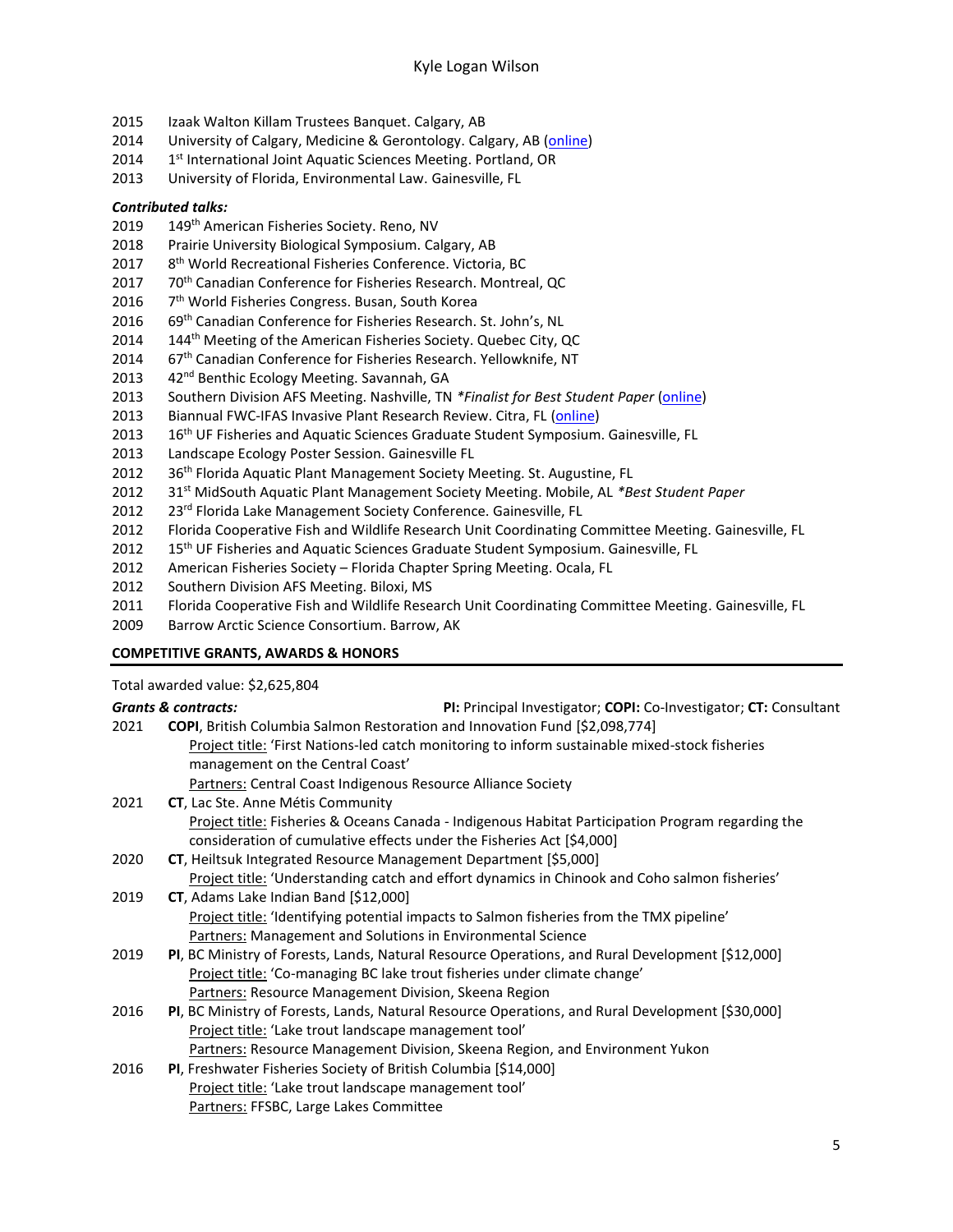2015 Izaak Walton Killam Trustees Banquet. Calgary, AB
2014 University of Calgary, Medicine & Gerontology. Calgary, AB (online)
2014 1st International Joint Aquatic Sciences Meeting. Portland, OR
2013 University of Florida, Environmental Law. Gainesville, FL

***Contributed talks:***

2019 149th American Fisheries Society. Reno, NV
2018 Prairie University Biological Symposium. Calgary, AB
2017 8th World Recreational Fisheries Conference. Victoria, BC
2017 70th Canadian Conference for Fisheries Research. Montreal, QC
2016 7th World Fisheries Congress. Busan, South Korea
2016 69th Canadian Conference for Fisheries Research. St. John's, NL
2014 144th Meeting of the American Fisheries Society. Quebec City, QC
2014 67th Canadian Conference for Fisheries Research. Yellowknife, NT
2013 42nd Benthic Ecology Meeting. Savannah, GA
2013 Southern Division AFS Meeting. Nashville, TN *\*Finalist for Best Student Paper* (online)
2013 Biannual FWC-IFAS Invasive Plant Research Review. Citra, FL (online)
2013 16th UF Fisheries and Aquatic Sciences Graduate Student Symposium. Gainesville, FL
2013 Landscape Ecology Poster Session. Gainesville FL
2012 36th Florida Aquatic Plant Management Society Meeting. St. Augustine, FL
2012 31st MidSouth Aquatic Plant Management Society Meeting. Mobile, AL *\*Best Student Paper*
2012 23rd Florida Lake Management Society Conference. Gainesville, FL
2012 Florida Cooperative Fish and Wildlife Research Unit Coordinating Committee Meeting. Gainesville, FL
2012 15th UF Fisheries and Aquatic Sciences Graduate Student Symposium. Gainesville, FL
2012 American Fisheries Society – Florida Chapter Spring Meeting. Ocala, FL
2012 Southern Division AFS Meeting. Biloxi, MS
2011 Florida Cooperative Fish and Wildlife Research Unit Coordinating Committee Meeting. Gainesville, FL
2009 Barrow Arctic Science Consortium. Barrow, AK

## COMPETITIVE GRANTS, AWARDS & HONORS

Total awarded value: $2,625,804

***Grants & contracts:*** **PI:** Principal Investigator; **COPI:** Co-Investigator; **CT:** Consultant

2021 **COPI**, British Columbia Salmon Restoration and Innovation Fund [$2,098,774]
Project title: 'First Nations-led catch monitoring to inform sustainable mixed-stock fisheries management on the Central Coast'
Partners: Central Coast Indigenous Resource Alliance Society

2021 **CT**, Lac Ste. Anne Métis Community
Project title: Fisheries & Oceans Canada - Indigenous Habitat Participation Program regarding the consideration of cumulative effects under the Fisheries Act [$4,000]

2020 **CT**, Heiltsuk Integrated Resource Management Department [$5,000]
Project title: 'Understanding catch and effort dynamics in Chinook and Coho salmon fisheries'

2019 **CT**, Adams Lake Indian Band [$12,000]
Project title: 'Identifying potential impacts to Salmon fisheries from the TMX pipeline'
Partners: Management and Solutions in Environmental Science

2019 **PI**, BC Ministry of Forests, Lands, Natural Resource Operations, and Rural Development [$12,000]
Project title: 'Co-managing BC lake trout fisheries under climate change'
Partners: Resource Management Division, Skeena Region

2016 **PI**, BC Ministry of Forests, Lands, Natural Resource Operations, and Rural Development [$30,000]
Project title: 'Lake trout landscape management tool'
Partners: Resource Management Division, Skeena Region, and Environment Yukon

2016 **PI**, Freshwater Fisheries Society of British Columbia [$14,000]
Project title: 'Lake trout landscape management tool'
Partners: FFSBC, Large Lakes Committee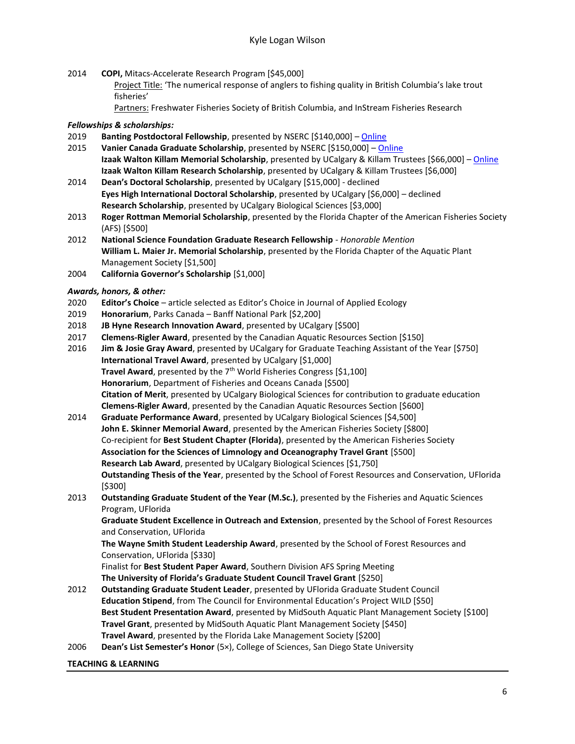2014 **COPI,** Mitacs-Accelerate Research Program [$45,000]
Project Title: 'The numerical response of anglers to fishing quality in British Columbia's lake trout fisheries'
Partners: Freshwater Fisheries Society of British Columbia, and InStream Fisheries Research

***Fellowships & scholarships:***

2019 **Banting Postdoctoral Fellowship**, presented by NSERC [$140,000] – Online

2015 **Vanier Canada Graduate Scholarship**, presented by NSERC [$150,000] – Online
**Izaak Walton Killam Memorial Scholarship**, presented by UCalgary & Killam Trustees [$66,000] – Online
**Izaak Walton Killam Research Scholarship**, presented by UCalgary & Killam Trustees [$6,000]

2014 **Dean's Doctoral Scholarship**, presented by UCalgary [$15,000] - declined
**Eyes High International Doctoral Scholarship**, presented by UCalgary [$6,000] – declined
**Research Scholarship**, presented by UCalgary Biological Sciences [$3,000]

2013 **Roger Rottman Memorial Scholarship**, presented by the Florida Chapter of the American Fisheries Society (AFS) [$500]

2012 **National Science Foundation Graduate Research Fellowship** - *Honorable Mention*
**William L. Maier Jr. Memorial Scholarship**, presented by the Florida Chapter of the Aquatic Plant Management Society [$1,500]

2004 **California Governor's Scholarship** [$1,000]

***Awards, honors, & other:***

2020 **Editor's Choice** – article selected as Editor's Choice in Journal of Applied Ecology

2019 **Honorarium**, Parks Canada – Banff National Park [$2,200]

2018 **JB Hyne Research Innovation Award**, presented by UCalgary [$500]

2017 **Clemens-Rigler Award**, presented by the Canadian Aquatic Resources Section [$150]

2016 **Jim & Josie Gray Award**, presented by UCalgary for Graduate Teaching Assistant of the Year [$750]
**International Travel Award**, presented by UCalgary [$1,000]
**Travel Award**, presented by the 7th World Fisheries Congress [$1,100]
**Honorarium**, Department of Fisheries and Oceans Canada [$500]
**Citation of Merit**, presented by UCalgary Biological Sciences for contribution to graduate education
**Clemens-Rigler Award**, presented by the Canadian Aquatic Resources Section [$600]

2014 **Graduate Performance Award**, presented by UCalgary Biological Sciences [$4,500]
**John E. Skinner Memorial Award**, presented by the American Fisheries Society [$800]
Co-recipient for **Best Student Chapter (Florida)**, presented by the American Fisheries Society
**Association for the Sciences of Limnology and Oceanography Travel Grant** [$500]
**Research Lab Award**, presented by UCalgary Biological Sciences [$1,750]
**Outstanding Thesis of the Year**, presented by the School of Forest Resources and Conservation, UFlorida [$300]

2013 **Outstanding Graduate Student of the Year (M.Sc.)**, presented by the Fisheries and Aquatic Sciences Program, UFlorida
**Graduate Student Excellence in Outreach and Extension**, presented by the School of Forest Resources and Conservation, UFlorida
**The Wayne Smith Student Leadership Award**, presented by the School of Forest Resources and Conservation, UFlorida [$330]
Finalist for **Best Student Paper Award**, Southern Division AFS Spring Meeting
**The University of Florida's Graduate Student Council Travel Grant** [$250]

2012 **Outstanding Graduate Student Leader**, presented by UFlorida Graduate Student Council
**Education Stipend**, from The Council for Environmental Education's Project WILD [$50]
**Best Student Presentation Award**, presented by MidSouth Aquatic Plant Management Society [$100]
**Travel Grant**, presented by MidSouth Aquatic Plant Management Society [$450]
**Travel Award**, presented by the Florida Lake Management Society [$200]

2006 **Dean's List Semester's Honor** (5×), College of Sciences, San Diego State University

## TEACHING & LEARNING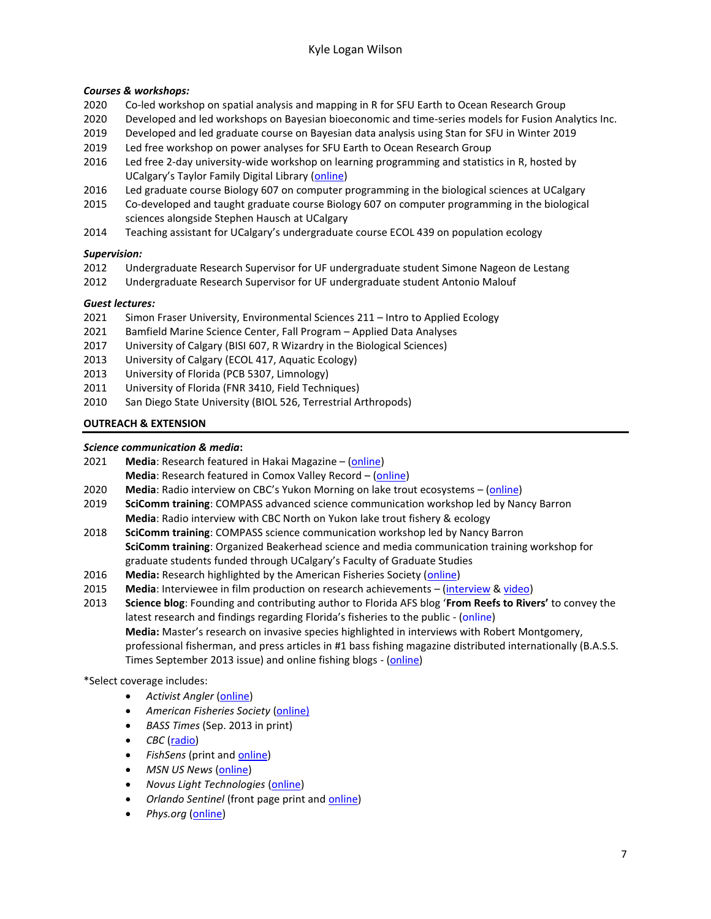***Courses & workshops:***

- 2020 Co-led workshop on spatial analysis and mapping in R for SFU Earth to Ocean Research Group
- 2020 Developed and led workshops on Bayesian bioeconomic and time-series models for Fusion Analytics Inc.
- 2019 Developed and led graduate course on Bayesian data analysis using Stan for SFU in Winter 2019
- 2019 Led free workshop on power analyses for SFU Earth to Ocean Research Group
- 2016 Led free 2-day university-wide workshop on learning programming and statistics in R, hosted by UCalgary's Taylor Family Digital Library (online)
- 2016 Led graduate course Biology 607 on computer programming in the biological sciences at UCalgary
- 2015 Co-developed and taught graduate course Biology 607 on computer programming in the biological sciences alongside Stephen Hausch at UCalgary
- 2014 Teaching assistant for UCalgary's undergraduate course ECOL 439 on population ecology

***Supervision:***

- 2012 Undergraduate Research Supervisor for UF undergraduate student Simone Nageon de Lestang
- 2012 Undergraduate Research Supervisor for UF undergraduate student Antonio Malouf

***Guest lectures:***

- 2021 Simon Fraser University, Environmental Sciences 211 – Intro to Applied Ecology
- 2021 Bamfield Marine Science Center, Fall Program – Applied Data Analyses
- 2017 University of Calgary (BISI 607, R Wizardry in the Biological Sciences)
- 2013 University of Calgary (ECOL 417, Aquatic Ecology)
- 2013 University of Florida (PCB 5307, Limnology)
- 2011 University of Florida (FNR 3410, Field Techniques)
- 2010 San Diego State University (BIOL 526, Terrestrial Arthropods)

## OUTREACH & EXTENSION

***Science communication & media:***

- 2021 **Media**: Research featured in Hakai Magazine – (online)
  **Media**: Research featured in Comox Valley Record – (online)
- 2020 **Media**: Radio interview on CBC's Yukon Morning on lake trout ecosystems – (online)
- 2019 **SciComm training**: COMPASS advanced science communication workshop led by Nancy Barron
  **Media**: Radio interview with CBC North on Yukon lake trout fishery & ecology
- 2018 **SciComm training**: COMPASS science communication workshop led by Nancy Barron
  **SciComm training**: Organized Beakerhead science and media communication training workshop for graduate students funded through UCalgary's Faculty of Graduate Studies
- 2016 **Media:** Research highlighted by the American Fisheries Society (online)
- 2015 **Media**: Interviewee in film production on research achievements – (interview & video)
- 2013 **Science blog**: Founding and contributing author to Florida AFS blog '**From Reefs to Rivers'** to convey the latest research and findings regarding Florida's fisheries to the public - (online)
  **Media:** Master's research on invasive species highlighted in interviews with Robert Montgomery, professional fisherman, and press articles in #1 bass fishing magazine distributed internationally (B.A.S.S. Times September 2013 issue) and online fishing blogs - (online)

*Select coverage includes:

- *Activist Angler* (online)
- *American Fisheries Society* (online)
- *BASS Times* (Sep. 2013 in print)
- *CBC* (radio)
- *FishSens* (print and online)
- *MSN US News* (online)
- *Novus Light Technologies* (online)
- *Orlando Sentinel* (front page print and online)
- *Phys.org* (online)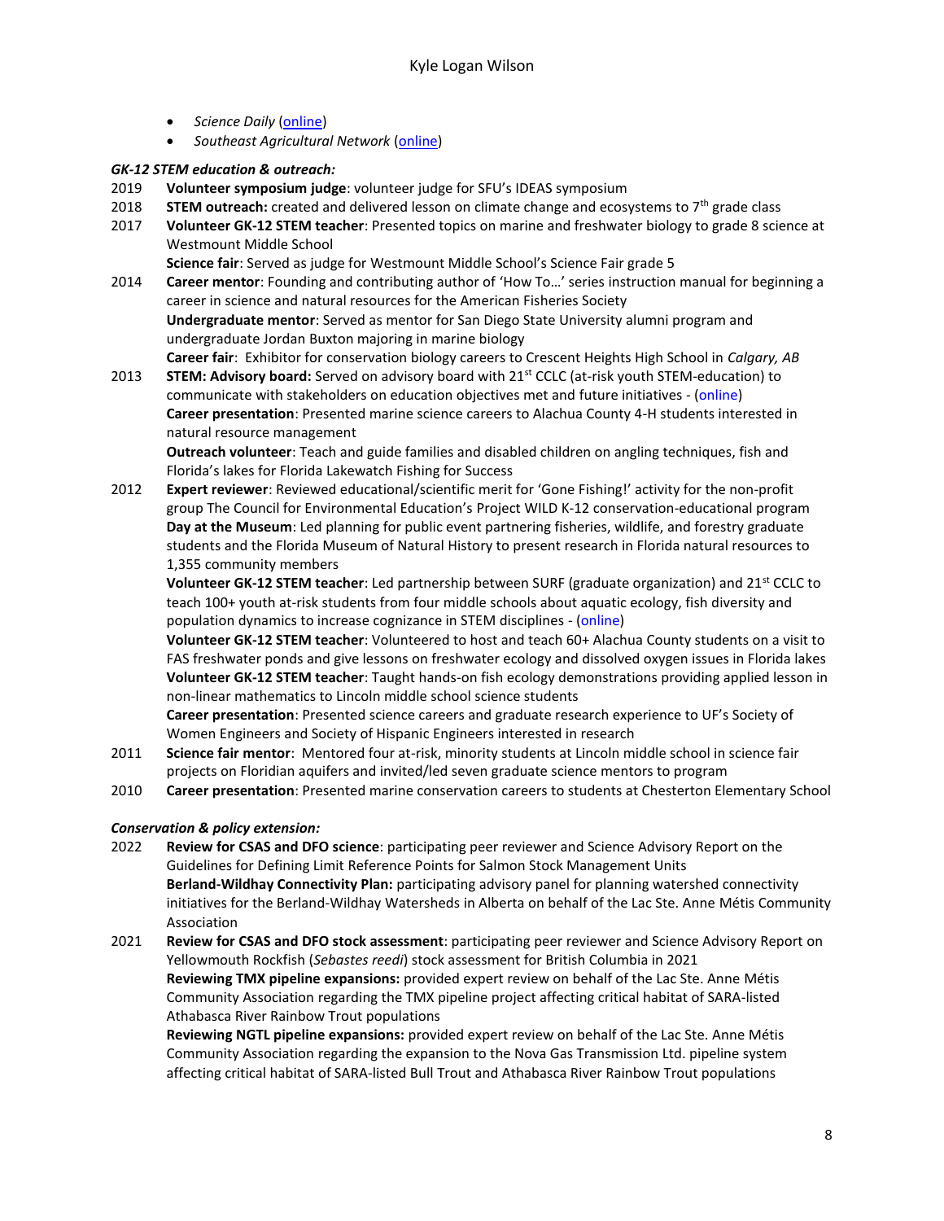- *Science Daily* (online)
- *Southeast Agricultural Network* (online)

***GK-12 STEM education & outreach:***

2019 **Volunteer symposium judge**: volunteer judge for SFU's IDEAS symposium

2018 **STEM outreach:** created and delivered lesson on climate change and ecosystems to 7th grade class

2017 **Volunteer GK-12 STEM teacher**: Presented topics on marine and freshwater biology to grade 8 science at Westmount Middle School
**Science fair**: Served as judge for Westmount Middle School's Science Fair grade 5

2014 **Career mentor**: Founding and contributing author of 'How To…' series instruction manual for beginning a career in science and natural resources for the American Fisheries Society
**Undergraduate mentor**: Served as mentor for San Diego State University alumni program and undergraduate Jordan Buxton majoring in marine biology
**Career fair**: Exhibitor for conservation biology careers to Crescent Heights High School in *Calgary, AB*

2013 **STEM: Advisory board:** Served on advisory board with 21st CCLC (at-risk youth STEM-education) to communicate with stakeholders on education objectives met and future initiatives - (online)
**Career presentation**: Presented marine science careers to Alachua County 4-H students interested in natural resource management
**Outreach volunteer**: Teach and guide families and disabled children on angling techniques, fish and Florida's lakes for Florida Lakewatch Fishing for Success

2012 **Expert reviewer**: Reviewed educational/scientific merit for 'Gone Fishing!' activity for the non-profit group The Council for Environmental Education's Project WILD K-12 conservation-educational program
**Day at the Museum**: Led planning for public event partnering fisheries, wildlife, and forestry graduate students and the Florida Museum of Natural History to present research in Florida natural resources to 1,355 community members
**Volunteer GK-12 STEM teacher**: Led partnership between SURF (graduate organization) and 21st CCLC to teach 100+ youth at-risk students from four middle schools about aquatic ecology, fish diversity and population dynamics to increase cognizance in STEM disciplines - (online)
**Volunteer GK-12 STEM teacher**: Volunteered to host and teach 60+ Alachua County students on a visit to FAS freshwater ponds and give lessons on freshwater ecology and dissolved oxygen issues in Florida lakes
**Volunteer GK-12 STEM teacher**: Taught hands-on fish ecology demonstrations providing applied lesson in non-linear mathematics to Lincoln middle school science students
**Career presentation**: Presented science careers and graduate research experience to UF's Society of Women Engineers and Society of Hispanic Engineers interested in research

2011 **Science fair mentor**: Mentored four at-risk, minority students at Lincoln middle school in science fair projects on Floridian aquifers and invited/led seven graduate science mentors to program

2010 **Career presentation**: Presented marine conservation careers to students at Chesterton Elementary School

***Conservation & policy extension:***

2022 **Review for CSAS and DFO science**: participating peer reviewer and Science Advisory Report on the Guidelines for Defining Limit Reference Points for Salmon Stock Management Units
**Berland-Wildhay Connectivity Plan:** participating advisory panel for planning watershed connectivity initiatives for the Berland-Wildhay Watersheds in Alberta on behalf of the Lac Ste. Anne Métis Community Association

2021 **Review for CSAS and DFO stock assessment**: participating peer reviewer and Science Advisory Report on Yellowmouth Rockfish (*Sebastes reedi*) stock assessment for British Columbia in 2021
**Reviewing TMX pipeline expansions:** provided expert review on behalf of the Lac Ste. Anne Métis Community Association regarding the TMX pipeline project affecting critical habitat of SARA-listed Athabasca River Rainbow Trout populations
**Reviewing NGTL pipeline expansions:** provided expert review on behalf of the Lac Ste. Anne Métis Community Association regarding the expansion to the Nova Gas Transmission Ltd. pipeline system affecting critical habitat of SARA-listed Bull Trout and Athabasca River Rainbow Trout populations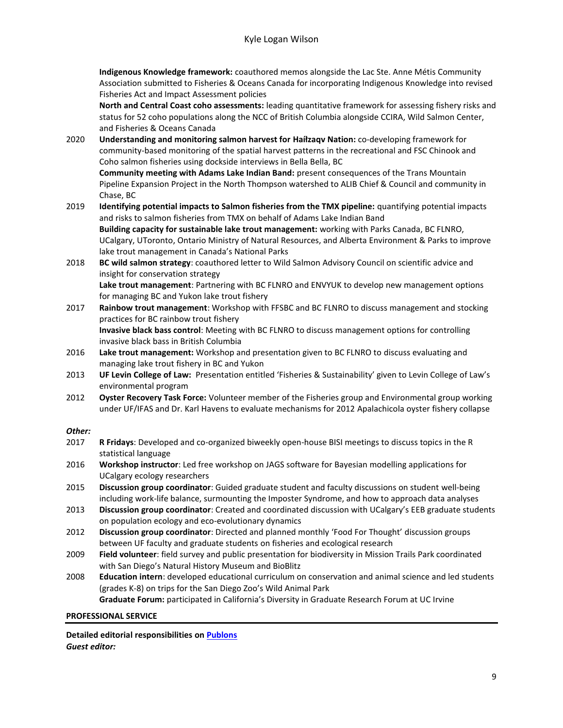**Indigenous Knowledge framework:** coauthored memos alongside the Lac Ste. Anne Métis Community Association submitted to Fisheries & Oceans Canada for incorporating Indigenous Knowledge into revised Fisheries Act and Impact Assessment policies

**North and Central Coast coho assessments:** leading quantitative framework for assessing fishery risks and status for 52 coho populations along the NCC of British Columbia alongside CCIRA, Wild Salmon Center, and Fisheries & Oceans Canada

2020 **Understanding and monitoring salmon harvest for Haíɫzaqv Nation:** co-developing framework for community-based monitoring of the spatial harvest patterns in the recreational and FSC Chinook and Coho salmon fisheries using dockside interviews in Bella Bella, BC

**Community meeting with Adams Lake Indian Band:** present consequences of the Trans Mountain Pipeline Expansion Project in the North Thompson watershed to ALIB Chief & Council and community in Chase, BC

2019 **Identifying potential impacts to Salmon fisheries from the TMX pipeline:** quantifying potential impacts and risks to salmon fisheries from TMX on behalf of Adams Lake Indian Band

**Building capacity for sustainable lake trout management:** working with Parks Canada, BC FLNRO, UCalgary, UToronto, Ontario Ministry of Natural Resources, and Alberta Environment & Parks to improve lake trout management in Canada's National Parks

2018 **BC wild salmon strategy**: coauthored letter to Wild Salmon Advisory Council on scientific advice and insight for conservation strategy

**Lake trout management**: Partnering with BC FLNRO and ENVYUK to develop new management options for managing BC and Yukon lake trout fishery

2017 **Rainbow trout management**: Workshop with FFSBC and BC FLNRO to discuss management and stocking practices for BC rainbow trout fishery

**Invasive black bass control**: Meeting with BC FLNRO to discuss management options for controlling invasive black bass in British Columbia

2016 **Lake trout management:** Workshop and presentation given to BC FLNRO to discuss evaluating and managing lake trout fishery in BC and Yukon

2013 **UF Levin College of Law:** Presentation entitled 'Fisheries & Sustainability' given to Levin College of Law's environmental program

2012 **Oyster Recovery Task Force:** Volunteer member of the Fisheries group and Environmental group working under UF/IFAS and Dr. Karl Havens to evaluate mechanisms for 2012 Apalachicola oyster fishery collapse

***Other:***

2017 **R Fridays**: Developed and co-organized biweekly open-house BISI meetings to discuss topics in the R statistical language

2016 **Workshop instructor**: Led free workshop on JAGS software for Bayesian modelling applications for UCalgary ecology researchers

2015 **Discussion group coordinator**: Guided graduate student and faculty discussions on student well-being including work-life balance, surmounting the Imposter Syndrome, and how to approach data analyses

2013 **Discussion group coordinator**: Created and coordinated discussion with UCalgary's EEB graduate students on population ecology and eco-evolutionary dynamics

2012 **Discussion group coordinator**: Directed and planned monthly 'Food For Thought' discussion groups between UF faculty and graduate students on fisheries and ecological research

2009 **Field volunteer**: field survey and public presentation for biodiversity in Mission Trails Park coordinated with San Diego's Natural History Museum and BioBlitz

2008 **Education intern**: developed educational curriculum on conservation and animal science and led students (grades K-8) on trips for the San Diego Zoo's Wild Animal Park

**Graduate Forum:** participated in California's Diversity in Graduate Research Forum at UC Irvine

## PROFESSIONAL SERVICE

**Detailed editorial responsibilities on Publons**

***Guest editor:***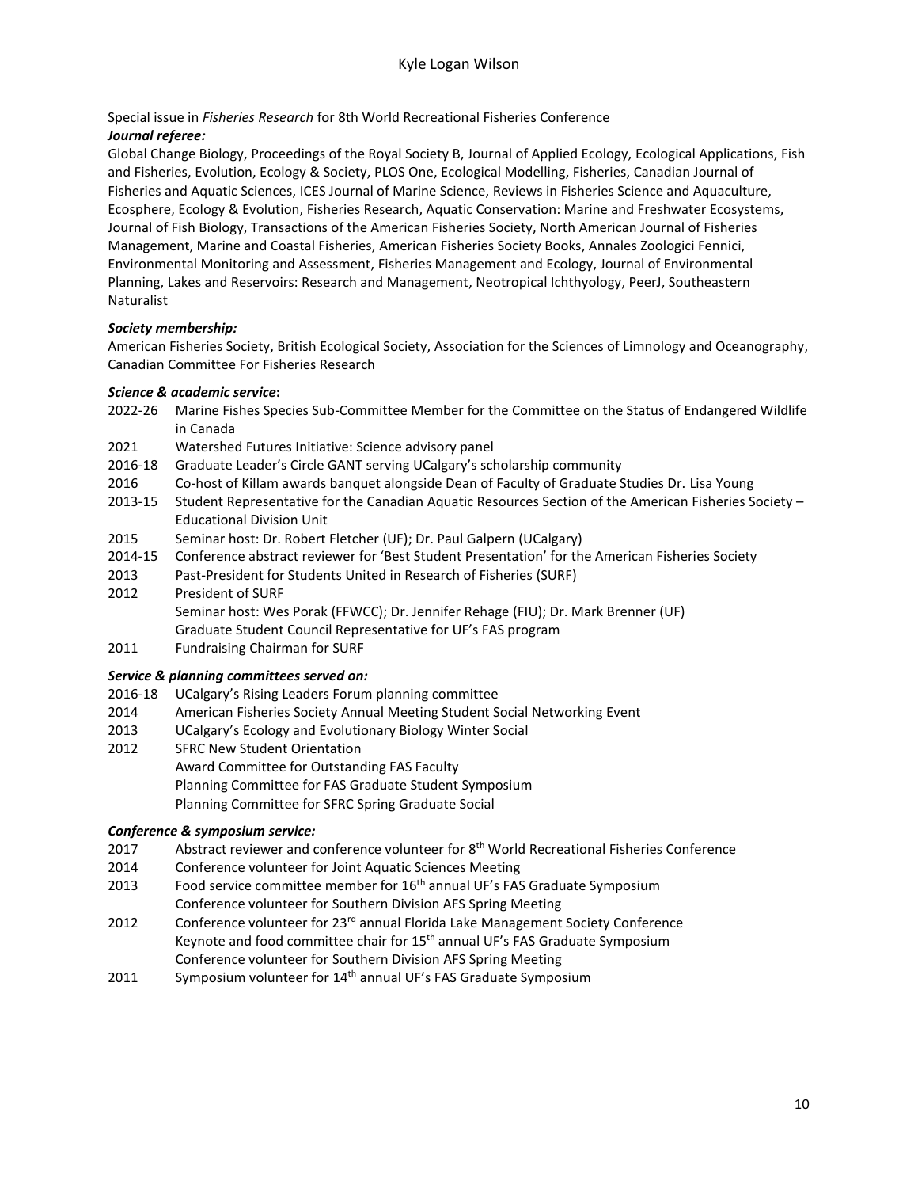Special issue in *Fisheries Research* for 8th World Recreational Fisheries Conference

***Journal referee:***

Global Change Biology, Proceedings of the Royal Society B, Journal of Applied Ecology, Ecological Applications, Fish and Fisheries, Evolution, Ecology & Society, PLOS One, Ecological Modelling, Fisheries, Canadian Journal of Fisheries and Aquatic Sciences, ICES Journal of Marine Science, Reviews in Fisheries Science and Aquaculture, Ecosphere, Ecology & Evolution, Fisheries Research, Aquatic Conservation: Marine and Freshwater Ecosystems, Journal of Fish Biology, Transactions of the American Fisheries Society, North American Journal of Fisheries Management, Marine and Coastal Fisheries, American Fisheries Society Books, Annales Zoologici Fennici, Environmental Monitoring and Assessment, Fisheries Management and Ecology, Journal of Environmental Planning, Lakes and Reservoirs: Research and Management, Neotropical Ichthyology, PeerJ, Southeastern Naturalist

***Society membership:***

American Fisheries Society, British Ecological Society, Association for the Sciences of Limnology and Oceanography, Canadian Committee For Fisheries Research

***Science & academic service*:**

2022-26 Marine Fishes Species Sub-Committee Member for the Committee on the Status of Endangered Wildlife in Canada
2021 Watershed Futures Initiative: Science advisory panel
2016-18 Graduate Leader's Circle GANT serving UCalgary's scholarship community
2016 Co-host of Killam awards banquet alongside Dean of Faculty of Graduate Studies Dr. Lisa Young
2013-15 Student Representative for the Canadian Aquatic Resources Section of the American Fisheries Society – Educational Division Unit
2015 Seminar host: Dr. Robert Fletcher (UF); Dr. Paul Galpern (UCalgary)
2014-15 Conference abstract reviewer for 'Best Student Presentation' for the American Fisheries Society
2013 Past-President for Students United in Research of Fisheries (SURF)
2012 President of SURF
Seminar host: Wes Porak (FFWCC); Dr. Jennifer Rehage (FIU); Dr. Mark Brenner (UF)
Graduate Student Council Representative for UF's FAS program
2011 Fundraising Chairman for SURF

***Service & planning committees served on:***

2016-18 UCalgary's Rising Leaders Forum planning committee
2014 American Fisheries Society Annual Meeting Student Social Networking Event
2013 UCalgary's Ecology and Evolutionary Biology Winter Social
2012 SFRC New Student Orientation
Award Committee for Outstanding FAS Faculty
Planning Committee for FAS Graduate Student Symposium
Planning Committee for SFRC Spring Graduate Social

***Conference & symposium service:***

2017 Abstract reviewer and conference volunteer for 8th World Recreational Fisheries Conference
2014 Conference volunteer for Joint Aquatic Sciences Meeting
2013 Food service committee member for 16th annual UF's FAS Graduate Symposium
Conference volunteer for Southern Division AFS Spring Meeting
2012 Conference volunteer for 23rd annual Florida Lake Management Society Conference
Keynote and food committee chair for 15th annual UF's FAS Graduate Symposium
Conference volunteer for Southern Division AFS Spring Meeting
2011 Symposium volunteer for 14th annual UF's FAS Graduate Symposium